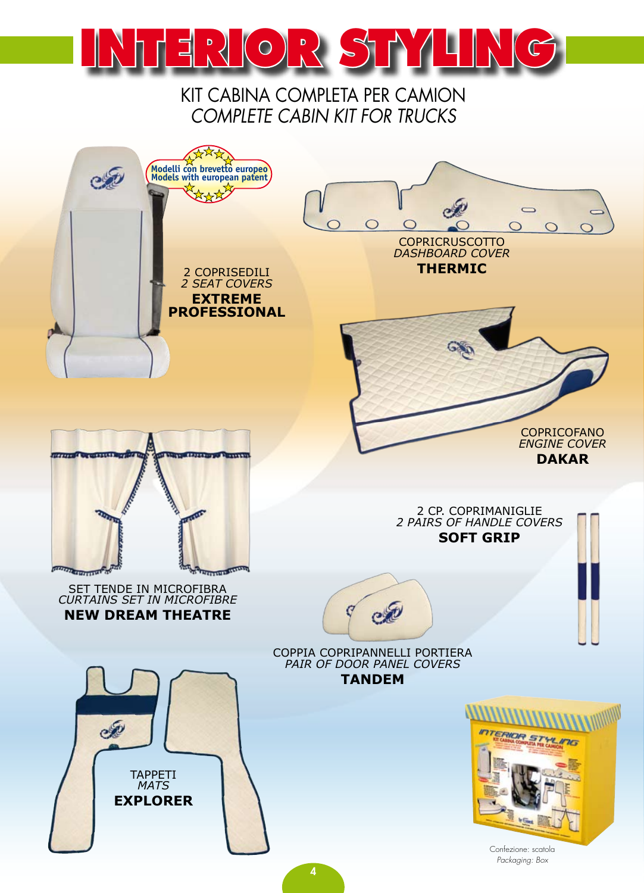# INTERIOR STYLING

## KIT CABINA COMPLETA PER CAMION
## *COMPLETE CABIN KIT FOR TRUCKS*

Modelli con brevetto europeo
Models with european patent

2 COPRISEDILI
*2 SEAT COVERS*
**EXTREME PROFESSIONAL**

COPRICRUSCOTTO
*DASHBOARD COVER*
**THERMIC**

COPRICOFANO
*ENGINE COVER*
**DAKAR**

SET TENDE IN MICROFIBRA
*CURTAINS SET IN MICROFIBRE*
**NEW DREAM THEATRE**

2 CP. COPRIMANIGLIE
*2 PAIRS OF HANDLE COVERS*
**SOFT GRIP**

COPPIA COPRIPANNELLI PORTIERA
*PAIR OF DOOR PANEL COVERS*
**TANDEM**

TAPPETI
*MATS*
**EXPLORER**

Confezione: scatola
*Packaging: Box*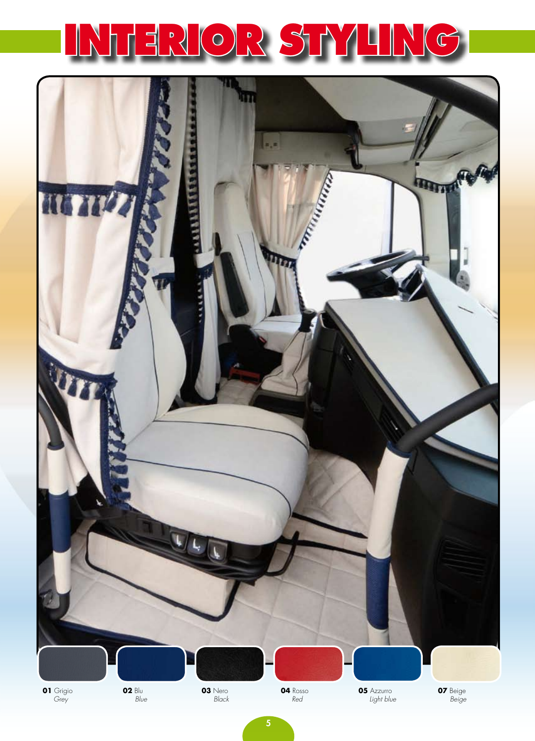# INTERIOR STYLING

**01** Grigio
*Grey*

**02** Blu
*Blue*

**03** Nero
*Black*

**04** Rosso
*Red*

**05** Azzurro
*Light blue*

**07** Beige
*Beige*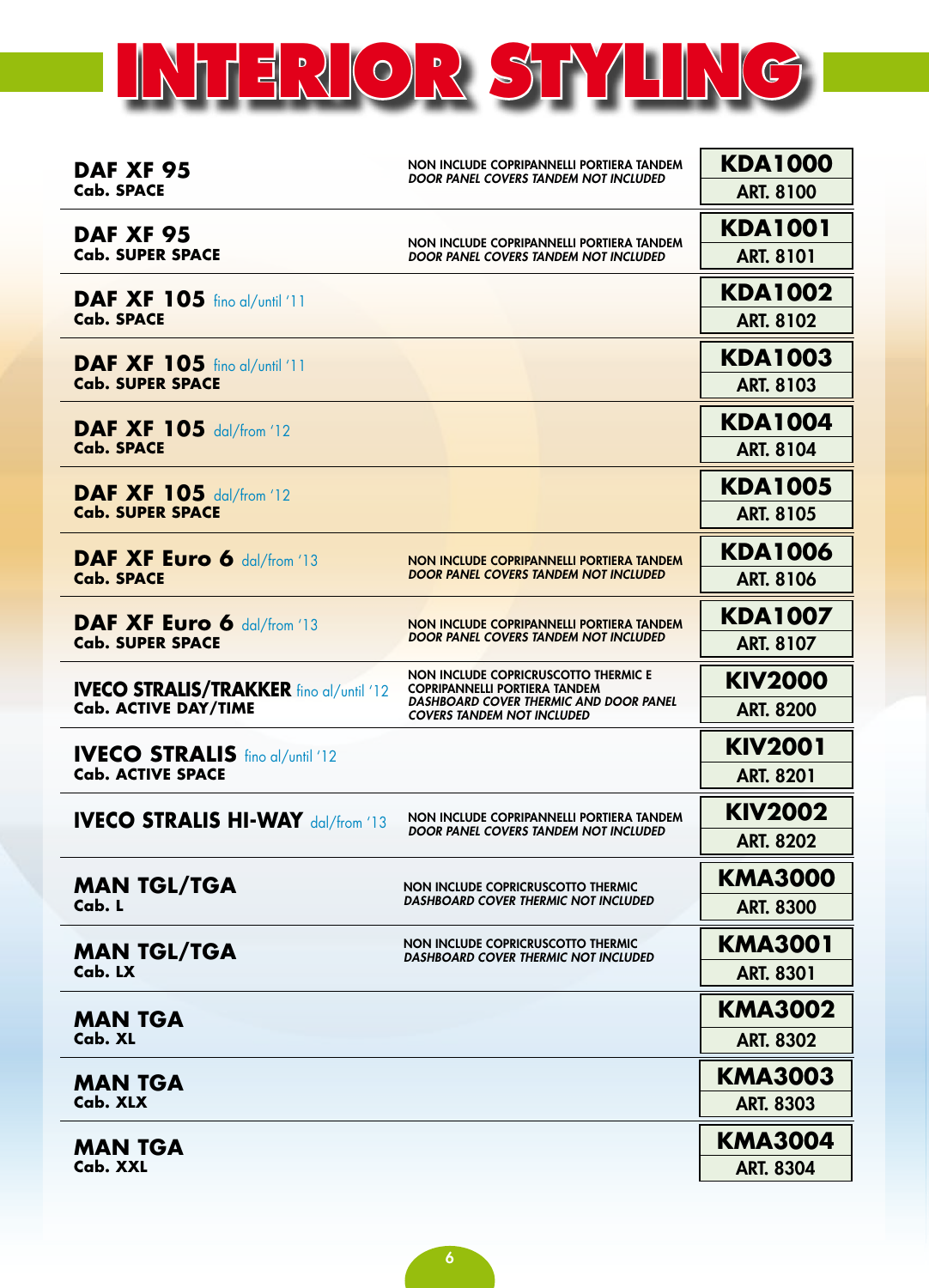# INTERIOR STYLING

| Model | Notes | Code |
|---|---|---|
| **DAF XF 95**<br>**Cab. SPACE** | NON INCLUDE COPRIPANNELLI PORTIERA TANDEM<br>*DOOR PANEL COVERS TANDEM NOT INCLUDED* | **KDA1000**<br>ART. 8100 |
| **DAF XF 95**<br>**Cab. SUPER SPACE** | NON INCLUDE COPRIPANNELLI PORTIERA TANDEM<br>*DOOR PANEL COVERS TANDEM NOT INCLUDED* | **KDA1001**<br>ART. 8101 |
| **DAF XF 105** fino al/until '11<br>**Cab. SPACE** | | **KDA1002**<br>ART. 8102 |
| **DAF XF 105** fino al/until '11<br>**Cab. SUPER SPACE** | | **KDA1003**<br>ART. 8103 |
| **DAF XF 105** dal/from '12<br>**Cab. SPACE** | | **KDA1004**<br>ART. 8104 |
| **DAF XF 105** dal/from '12<br>**Cab. SUPER SPACE** | | **KDA1005**<br>ART. 8105 |
| **DAF XF Euro 6** dal/from '13<br>**Cab. SPACE** | NON INCLUDE COPRIPANNELLI PORTIERA TANDEM<br>*DOOR PANEL COVERS TANDEM NOT INCLUDED* | **KDA1006**<br>ART. 8106 |
| **DAF XF Euro 6** dal/from '13<br>**Cab. SUPER SPACE** | NON INCLUDE COPRIPANNELLI PORTIERA TANDEM<br>*DOOR PANEL COVERS TANDEM NOT INCLUDED* | **KDA1007**<br>ART. 8107 |
| **IVECO STRALIS/TRAKKER** fino al/until '12<br>**Cab. ACTIVE DAY/TIME** | NON INCLUDE COPRICRUSCOTTO THERMIC E COPRIPANNELLI PORTIERA TANDEM<br>*DASHBOARD COVER THERMIC AND DOOR PANEL COVERS TANDEM NOT INCLUDED* | **KIV2000**<br>ART. 8200 |
| **IVECO STRALIS** fino al/until '12<br>**Cab. ACTIVE SPACE** | | **KIV2001**<br>ART. 8201 |
| **IVECO STRALIS HI-WAY** dal/from '13 | NON INCLUDE COPRIPANNELLI PORTIERA TANDEM<br>*DOOR PANEL COVERS TANDEM NOT INCLUDED* | **KIV2002**<br>ART. 8202 |
| **MAN TGL/TGA**<br>**Cab. L** | NON INCLUDE COPRICRUSCOTTO THERMIC<br>*DASHBOARD COVER THERMIC NOT INCLUDED* | **KMA3000**<br>ART. 8300 |
| **MAN TGL/TGA**<br>**Cab. LX** | NON INCLUDE COPRICRUSCOTTO THERMIC<br>*DASHBOARD COVER THERMIC NOT INCLUDED* | **KMA3001**<br>ART. 8301 |
| **MAN TGA**<br>**Cab. XL** | | **KMA3002**<br>ART. 8302 |
| **MAN TGA**<br>**Cab. XLX** | | **KMA3003**<br>ART. 8303 |
| **MAN TGA**<br>**Cab. XXL** | | **KMA3004**<br>ART. 8304 |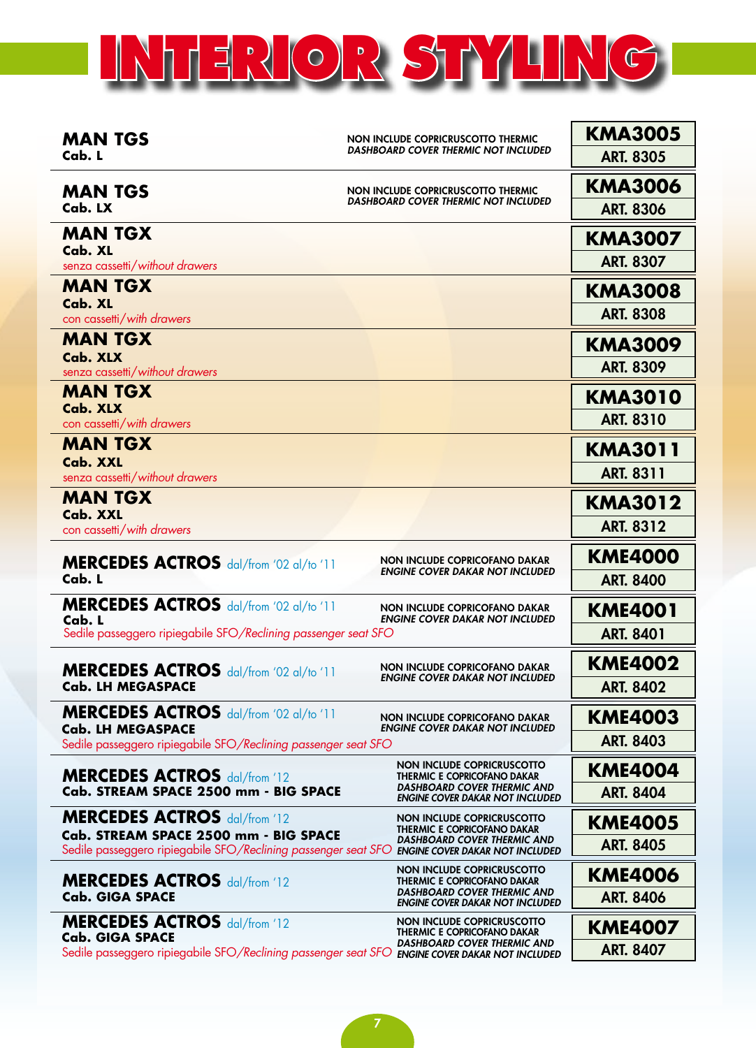# INTERIOR STYLING

| Model | Notes | Code |
|---|---|---|
| **MAN TGS**<br>**Cab. L** | NON INCLUDE COPRICRUSCOTTO THERMIC<br>*DASHBOARD COVER THERMIC NOT INCLUDED* | **KMA3005**<br>ART. 8305 |
| **MAN TGS**<br>**Cab. LX** | NON INCLUDE COPRICRUSCOTTO THERMIC<br>*DASHBOARD COVER THERMIC NOT INCLUDED* | **KMA3006**<br>ART. 8306 |
| **MAN TGX**<br>**Cab. XL**<br>senza cassetti/*without drawers* | | **KMA3007**<br>ART. 8307 |
| **MAN TGX**<br>**Cab. XL**<br>con cassetti/*with drawers* | | **KMA3008**<br>ART. 8308 |
| **MAN TGX**<br>**Cab. XLX**<br>senza cassetti/*without drawers* | | **KMA3009**<br>ART. 8309 |
| **MAN TGX**<br>**Cab. XLX**<br>con cassetti/*with drawers* | | **KMA3010**<br>ART. 8310 |
| **MAN TGX**<br>**Cab. XXL**<br>senza cassetti/*without drawers* | | **KMA3011**<br>ART. 8311 |
| **MAN TGX**<br>**Cab. XXL**<br>con cassetti/*with drawers* | | **KMA3012**<br>ART. 8312 |
| **MERCEDES ACTROS** dal/*from* '02 al/*to* '11<br>**Cab. L** | NON INCLUDE COPRICOFANO DAKAR<br>*ENGINE COVER DAKAR NOT INCLUDED* | **KME4000**<br>ART. 8400 |
| **MERCEDES ACTROS** dal/*from* '02 al/*to* '11<br>**Cab. L**<br>Sedile passeggero ripiegabile SFO/*Reclining passenger seat SFO* | NON INCLUDE COPRICOFANO DAKAR<br>*ENGINE COVER DAKAR NOT INCLUDED* | **KME4001**<br>ART. 8401 |
| **MERCEDES ACTROS** dal/*from* '02 al/*to* '11<br>**Cab. LH MEGASPACE** | NON INCLUDE COPRICOFANO DAKAR<br>*ENGINE COVER DAKAR NOT INCLUDED* | **KME4002**<br>ART. 8402 |
| **MERCEDES ACTROS** dal/*from* '02 al/*to* '11<br>**Cab. LH MEGASPACE**<br>Sedile passeggero ripiegabile SFO/*Reclining passenger seat SFO* | NON INCLUDE COPRICOFANO DAKAR<br>*ENGINE COVER DAKAR NOT INCLUDED* | **KME4003**<br>ART. 8403 |
| **MERCEDES ACTROS** dal/*from* '12<br>**Cab. STREAM SPACE 2500 mm - BIG SPACE** | NON INCLUDE COPRICRUSCOTTO THERMIC E COPRICOFANO DAKAR<br>*DASHBOARD COVER THERMIC AND ENGINE COVER DAKAR NOT INCLUDED* | **KME4004**<br>ART. 8404 |
| **MERCEDES ACTROS** dal/*from* '12<br>**Cab. STREAM SPACE 2500 mm - BIG SPACE**<br>Sedile passeggero ripiegabile SFO/*Reclining passenger seat SFO* | NON INCLUDE COPRICRUSCOTTO THERMIC E COPRICOFANO DAKAR<br>*DASHBOARD COVER THERMIC AND ENGINE COVER DAKAR NOT INCLUDED* | **KME4005**<br>ART. 8405 |
| **MERCEDES ACTROS** dal/*from* '12<br>**Cab. GIGA SPACE** | NON INCLUDE COPRICRUSCOTTO THERMIC E COPRICOFANO DAKAR<br>*DASHBOARD COVER THERMIC AND ENGINE COVER DAKAR NOT INCLUDED* | **KME4006**<br>ART. 8406 |
| **MERCEDES ACTROS** dal/*from* '12<br>**Cab. GIGA SPACE**<br>Sedile passeggero ripiegabile SFO/*Reclining passenger seat SFO* | NON INCLUDE COPRICRUSCOTTO THERMIC E COPRICOFANO DAKAR<br>*DASHBOARD COVER THERMIC AND ENGINE COVER DAKAR NOT INCLUDED* | **KME4007**<br>ART. 8407 |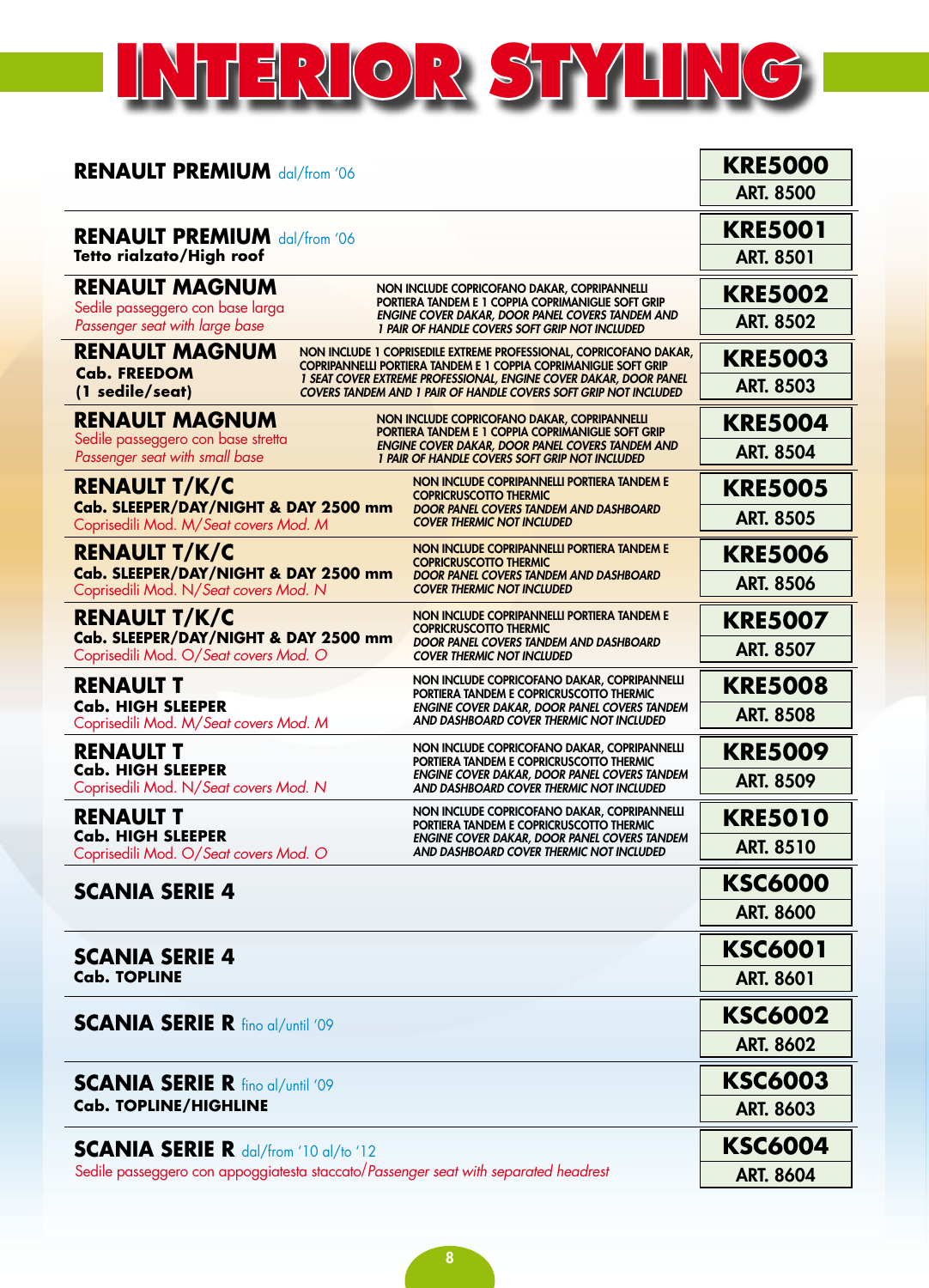# INTERIOR STYLING

| Model | Notes | Code |
|---|---|---|
| **RENAULT PREMIUM** dal/from '06 | | **KRE5000** ART. 8500 |
| **RENAULT PREMIUM** dal/from '06 **Tetto rialzato/High roof** | | **KRE5001** ART. 8501 |
| **RENAULT MAGNUM** Sedile passeggero con base larga *Passenger seat with large base* | NON INCLUDE COPRICOFANO DAKAR, COPRIPANNELLI PORTIERA TANDEM E 1 COPPIA COPRIMANIGLIE SOFT GRIP *ENGINE COVER DAKAR, DOOR PANEL COVERS TANDEM AND 1 PAIR OF HANDLE COVERS SOFT GRIP NOT INCLUDED* | **KRE5002** ART. 8502 |
| **RENAULT MAGNUM** **Cab. FREEDOM (1 sedile/seat)** | NON INCLUDE 1 COPRISEDILE EXTREME PROFESSIONAL, COPRICOFANO DAKAR, COPRIPANNELLI PORTIERA TANDEM E 1 COPPIA COPRIMANIGLIE SOFT GRIP *1 SEAT COVER EXTREME PROFESSIONAL, ENGINE COVER DAKAR, DOOR PANEL COVERS TANDEM AND 1 PAIR OF HANDLE COVERS SOFT GRIP NOT INCLUDED* | **KRE5003** ART. 8503 |
| **RENAULT MAGNUM** Sedile passeggero con base stretta *Passenger seat with small base* | NON INCLUDE COPRICOFANO DAKAR, COPRIPANNELLI PORTIERA TANDEM E 1 COPPIA COPRIMANIGLIE SOFT GRIP *ENGINE COVER DAKAR, DOOR PANEL COVERS TANDEM AND 1 PAIR OF HANDLE COVERS SOFT GRIP NOT INCLUDED* | **KRE5004** ART. 8504 |
| **RENAULT T/K/C** **Cab. SLEEPER/DAY/NIGHT & DAY 2500 mm** Coprisedili Mod. M/*Seat covers Mod. M* | NON INCLUDE COPRIPANNELLI PORTIERA TANDEM E COPRICRUSCOTTO THERMIC *DOOR PANEL COVERS TANDEM AND DASHBOARD COVER THERMIC NOT INCLUDED* | **KRE5005** ART. 8505 |
| **RENAULT T/K/C** **Cab. SLEEPER/DAY/NIGHT & DAY 2500 mm** Coprisedili Mod. N/*Seat covers Mod. N* | NON INCLUDE COPRIPANNELLI PORTIERA TANDEM E COPRICRUSCOTTO THERMIC *DOOR PANEL COVERS TANDEM AND DASHBOARD COVER THERMIC NOT INCLUDED* | **KRE5006** ART. 8506 |
| **RENAULT T/K/C** **Cab. SLEEPER/DAY/NIGHT & DAY 2500 mm** Coprisedili Mod. O/*Seat covers Mod. O* | NON INCLUDE COPRIPANNELLI PORTIERA TANDEM E COPRICRUSCOTTO THERMIC *DOOR PANEL COVERS TANDEM AND DASHBOARD COVER THERMIC NOT INCLUDED* | **KRE5007** ART. 8507 |
| **RENAULT T** **Cab. HIGH SLEEPER** Coprisedili Mod. M/*Seat covers Mod. M* | NON INCLUDE COPRICOFANO DAKAR, COPRIPANNELLI PORTIERA TANDEM E COPRICRUSCOTTO THERMIC *ENGINE COVER DAKAR, DOOR PANEL COVERS TANDEM AND DASHBOARD COVER THERMIC NOT INCLUDED* | **KRE5008** ART. 8508 |
| **RENAULT T** **Cab. HIGH SLEEPER** Coprisedili Mod. N/*Seat covers Mod. N* | NON INCLUDE COPRICOFANO DAKAR, COPRIPANNELLI PORTIERA TANDEM E COPRICRUSCOTTO THERMIC *ENGINE COVER DAKAR, DOOR PANEL COVERS TANDEM AND DASHBOARD COVER THERMIC NOT INCLUDED* | **KRE5009** ART. 8509 |
| **RENAULT T** **Cab. HIGH SLEEPER** Coprisedili Mod. O/*Seat covers Mod. O* | NON INCLUDE COPRICOFANO DAKAR, COPRIPANNELLI PORTIERA TANDEM E COPRICRUSCOTTO THERMIC *ENGINE COVER DAKAR, DOOR PANEL COVERS TANDEM AND DASHBOARD COVER THERMIC NOT INCLUDED* | **KRE5010** ART. 8510 |
| **SCANIA SERIE 4** | | **KSC6000** ART. 8600 |
| **SCANIA SERIE 4** **Cab. TOPLINE** | | **KSC6001** ART. 8601 |
| **SCANIA SERIE R** fino al/until '09 | | **KSC6002** ART. 8602 |
| **SCANIA SERIE R** fino al/until '09 **Cab. TOPLINE/HIGHLINE** | | **KSC6003** ART. 8603 |
| **SCANIA SERIE R** dal/from '10 al/to '12 Sedile passeggero con appoggiatesta staccato/*Passenger seat with separated headrest* | | **KSC6004** ART. 8604 |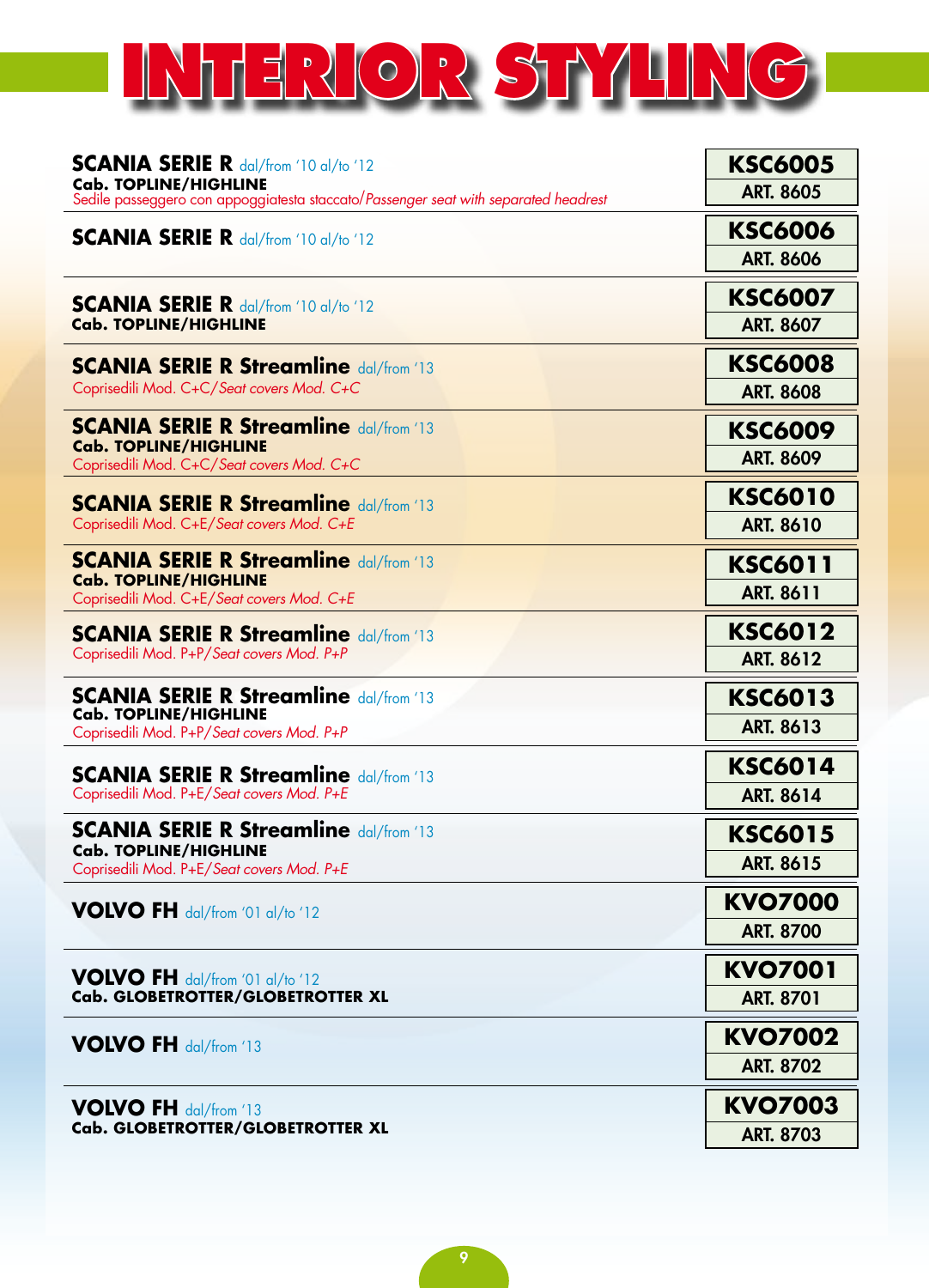# INTERIOR STYLING

| | |
|---|---|
| **SCANIA SERIE R** dal/from '10 al/to '12<br>**Cab. TOPLINE/HIGHLINE**<br>Sedile passeggero con appoggiatesta staccato/*Passenger seat with separated headrest* | **KSC6005**<br>ART. 8605 |
| **SCANIA SERIE R** dal/from '10 al/to '12 | **KSC6006**<br>ART. 8606 |
| **SCANIA SERIE R** dal/from '10 al/to '12<br>**Cab. TOPLINE/HIGHLINE** | **KSC6007**<br>ART. 8607 |
| **SCANIA SERIE R Streamline** dal/from '13<br>Coprisedili Mod. C+C/*Seat covers Mod. C+C* | **KSC6008**<br>ART. 8608 |
| **SCANIA SERIE R Streamline** dal/from '13<br>**Cab. TOPLINE/HIGHLINE**<br>Coprisedili Mod. C+C/*Seat covers Mod. C+C* | **KSC6009**<br>ART. 8609 |
| **SCANIA SERIE R Streamline** dal/from '13<br>Coprisedili Mod. C+E/*Seat covers Mod. C+E* | **KSC6010**<br>ART. 8610 |
| **SCANIA SERIE R Streamline** dal/from '13<br>**Cab. TOPLINE/HIGHLINE**<br>Coprisedili Mod. C+E/*Seat covers Mod. C+E* | **KSC6011**<br>ART. 8611 |
| **SCANIA SERIE R Streamline** dal/from '13<br>Coprisedili Mod. P+P/*Seat covers Mod. P+P* | **KSC6012**<br>ART. 8612 |
| **SCANIA SERIE R Streamline** dal/from '13<br>**Cab. TOPLINE/HIGHLINE**<br>Coprisedili Mod. P+P/*Seat covers Mod. P+P* | **KSC6013**<br>ART. 8613 |
| **SCANIA SERIE R Streamline** dal/from '13<br>Coprisedili Mod. P+E/*Seat covers Mod. P+E* | **KSC6014**<br>ART. 8614 |
| **SCANIA SERIE R Streamline** dal/from '13<br>**Cab. TOPLINE/HIGHLINE**<br>Coprisedili Mod. P+E/*Seat covers Mod. P+E* | **KSC6015**<br>ART. 8615 |
| **VOLVO FH** dal/from '01 al/to '12 | **KVO7000**<br>ART. 8700 |
| **VOLVO FH** dal/from '01 al/to '12<br>**Cab. GLOBETROTTER/GLOBETROTTER XL** | **KVO7001**<br>ART. 8701 |
| **VOLVO FH** dal/from '13 | **KVO7002**<br>ART. 8702 |
| **VOLVO FH** dal/from '13<br>**Cab. GLOBETROTTER/GLOBETROTTER XL** | **KVO7003**<br>ART. 8703 |